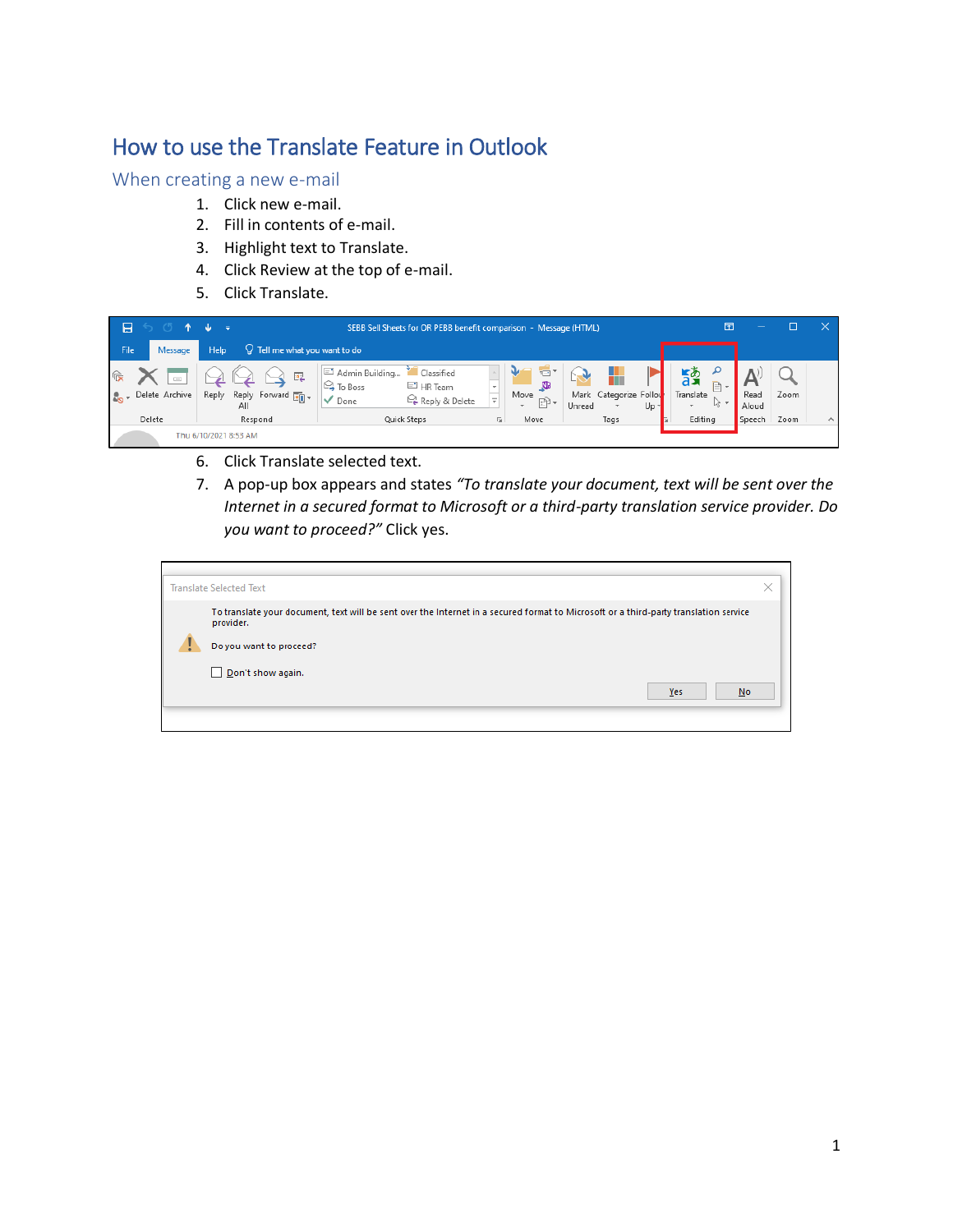# How to use the Translate Feature in Outlook

## When creating a new e-mail

1. Click new e-mail.
2. Fill in contents of e-mail.
3. Highlight text to Translate.
4. Click Review at the top of e-mail.
5. Click Translate.
6. Click Translate selected text.
7. A pop-up box appears and states *"To translate your document, text will be sent over the Internet in a secured format to Microsoft or a third-party translation service provider. Do you want to proceed?"* Click yes.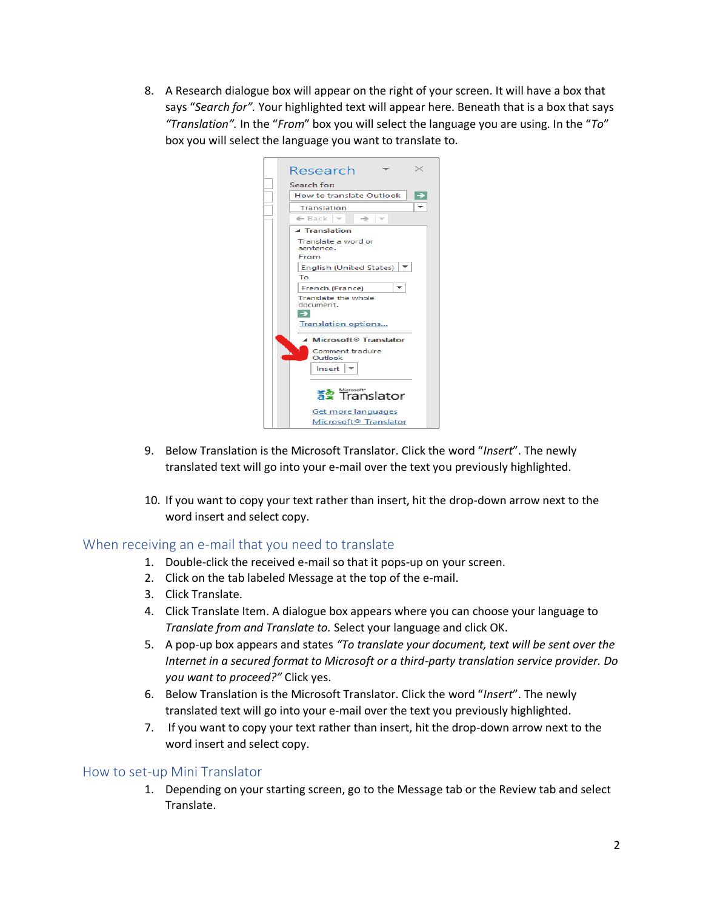8. A Research dialogue box will appear on the right of your screen. It will have a box that says *"Search for".* Your highlighted text will appear here. Beneath that is a box that says *"Translation".* In the *"From"* box you will select the language you are using. In the *"To"* box you will select the language you want to translate to.

9. Below Translation is the Microsoft Translator. Click the word "*Insert*". The newly translated text will go into your e-mail over the text you previously highlighted.

10. If you want to copy your text rather than insert, hit the drop-down arrow next to the word insert and select copy.

## When receiving an e-mail that you need to translate

1. Double-click the received e-mail so that it pops-up on your screen.
2. Click on the tab labeled Message at the top of the e-mail.
3. Click Translate.
4. Click Translate Item. A dialogue box appears where you can choose your language to *Translate from and Translate to.* Select your language and click OK.
5. A pop-up box appears and states *"To translate your document, text will be sent over the Internet in a secured format to Microsoft or a third-party translation service provider. Do you want to proceed?"* Click yes.
6. Below Translation is the Microsoft Translator. Click the word "*Insert*". The newly translated text will go into your e-mail over the text you previously highlighted.
7. If you want to copy your text rather than insert, hit the drop-down arrow next to the word insert and select copy.

## How to set-up Mini Translator

1. Depending on your starting screen, go to the Message tab or the Review tab and select Translate.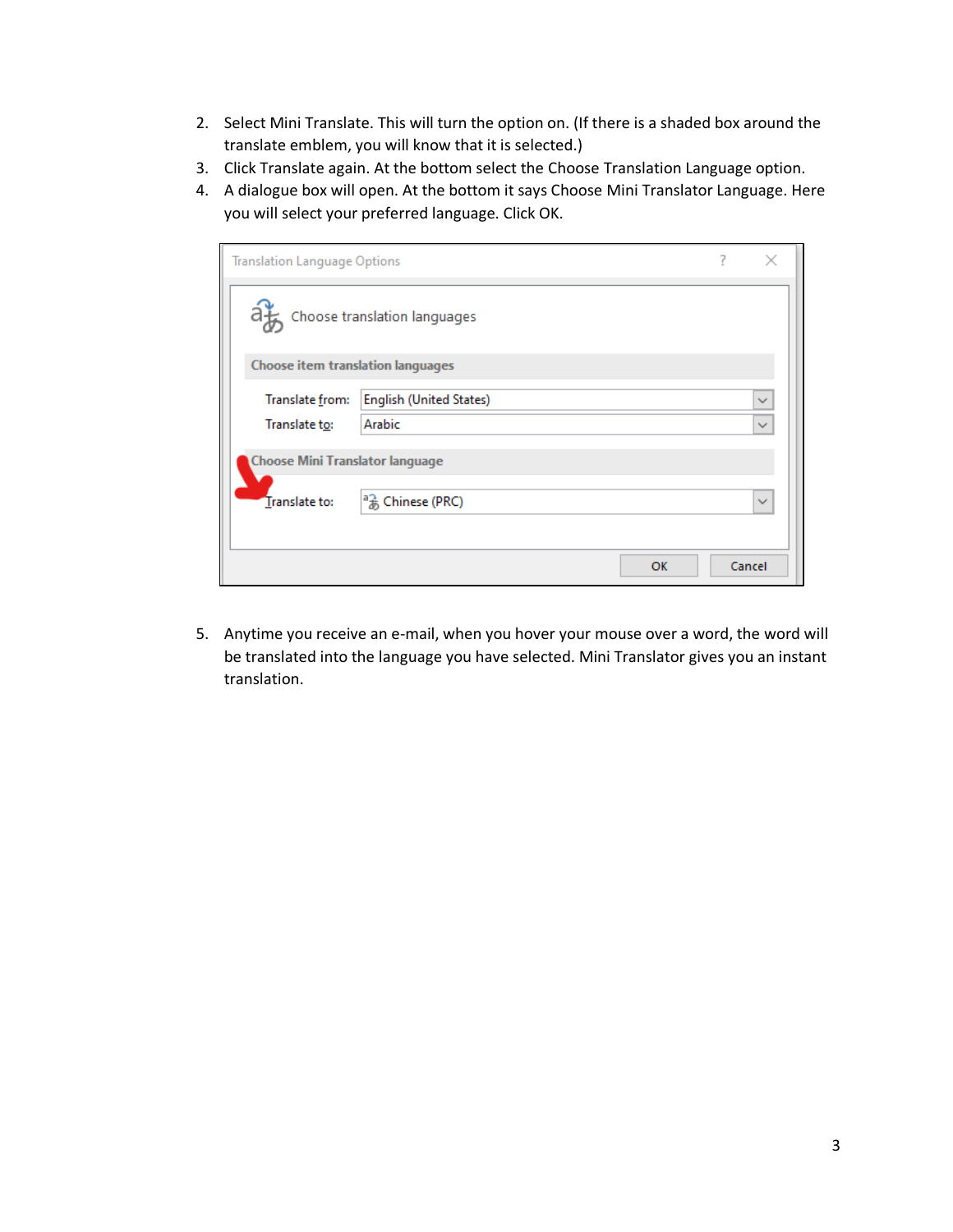2. Select Mini Translate. This will turn the option on. (If there is a shaded box around the translate emblem, you will know that it is selected.)
3. Click Translate again. At the bottom select the Choose Translation Language option.
4. A dialogue box will open. At the bottom it says Choose Mini Translator Language. Here you will select your preferred language. Click OK.

Translation Language Options

Choose translation languages

Choose item translation languages

Translate from: English (United States)

Translate to: Arabic

Choose Mini Translator language

Translate to: Chinese (PRC)

OK Cancel

5. Anytime you receive an e-mail, when you hover your mouse over a word, the word will be translated into the language you have selected. Mini Translator gives you an instant translation.